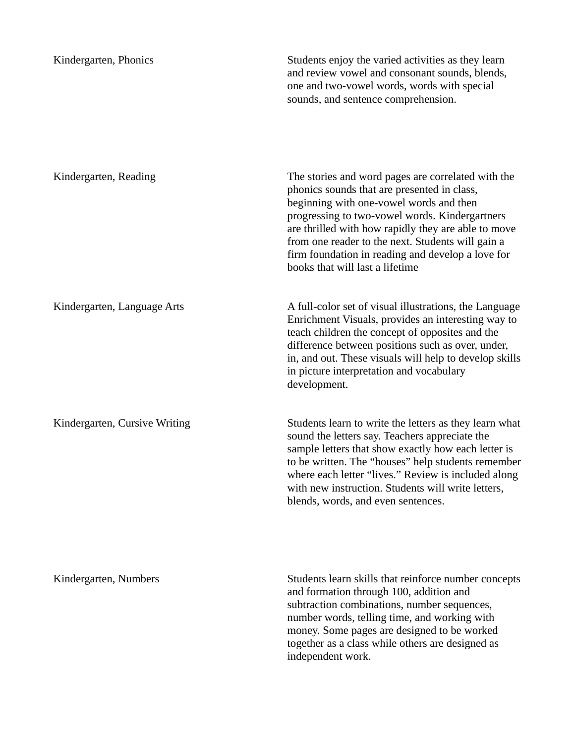| | |
|---|---|
| Kindergarten, Phonics | Students enjoy the varied activities as they learn and review vowel and consonant sounds, blends, one and two-vowel words, words with special sounds, and sentence comprehension. |
| Kindergarten, Reading | The stories and word pages are correlated with the phonics sounds that are presented in class, beginning with one-vowel words and then progressing to two-vowel words. Kindergartners are thrilled with how rapidly they are able to move from one reader to the next. Students will gain a firm foundation in reading and develop a love for books that will last a lifetime |
| Kindergarten, Language Arts | A full-color set of visual illustrations, the Language Enrichment Visuals, provides an interesting way to teach children the concept of opposites and the difference between positions such as over, under, in, and out. These visuals will help to develop skills in picture interpretation and vocabulary development. |
| Kindergarten, Cursive Writing | Students learn to write the letters as they learn what sound the letters say. Teachers appreciate the sample letters that show exactly how each letter is to be written. The “houses” help students remember where each letter “lives.” Review is included along with new instruction. Students will write letters, blends, words, and even sentences. |
| Kindergarten, Numbers | Students learn skills that reinforce number concepts and formation through 100, addition and subtraction combinations, number sequences, number words, telling time, and working with money. Some pages are designed to be worked together as a class while others are designed as independent work. |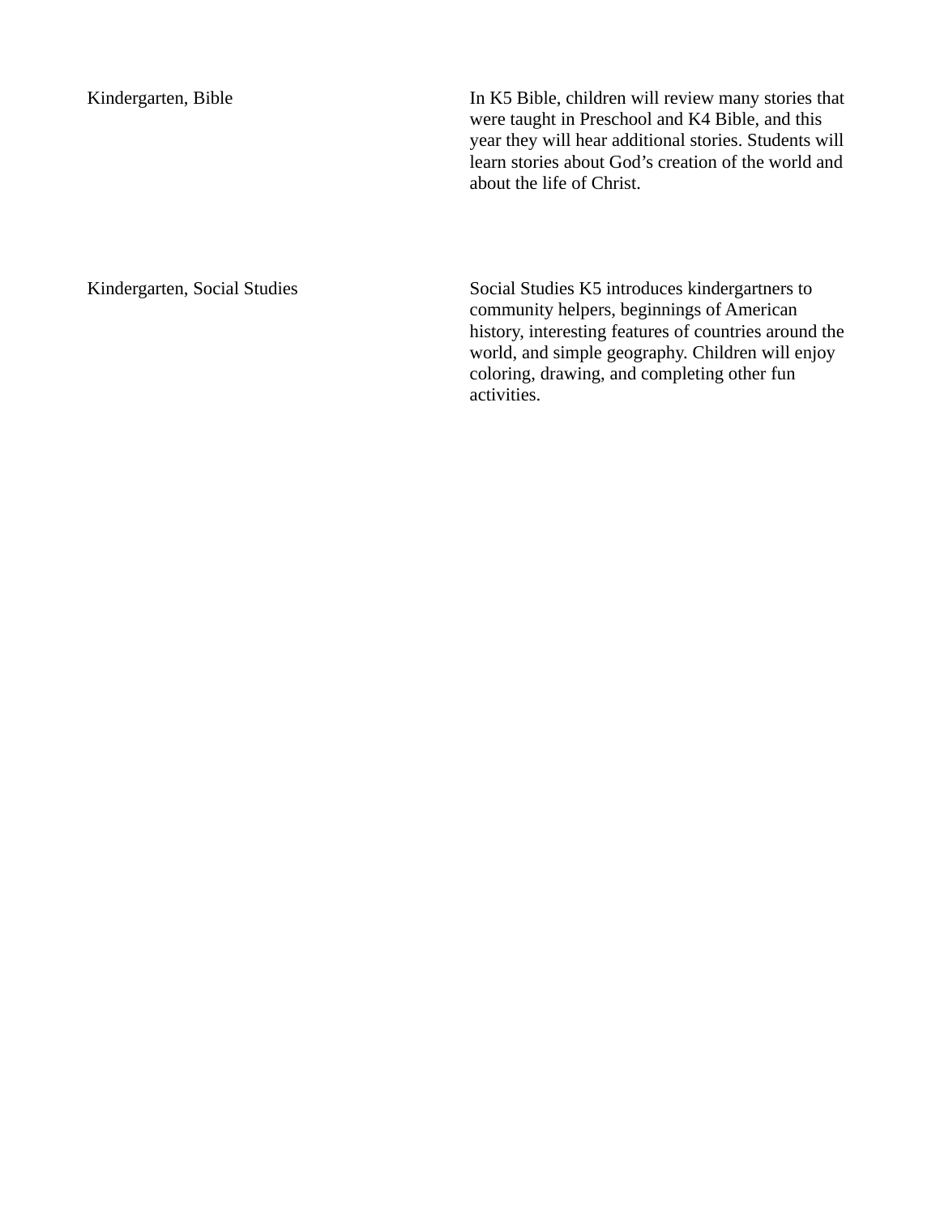| | |
|---|---|
| Kindergarten, Bible | In K5 Bible, children will review many stories that were taught in Preschool and K4 Bible, and this year they will hear additional stories. Students will learn stories about God’s creation of the world and about the life of Christ. |
| Kindergarten, Social Studies | Social Studies K5 introduces kindergartners to community helpers, beginnings of American history, interesting features of countries around the world, and simple geography. Children will enjoy coloring, drawing, and completing other fun activities. |